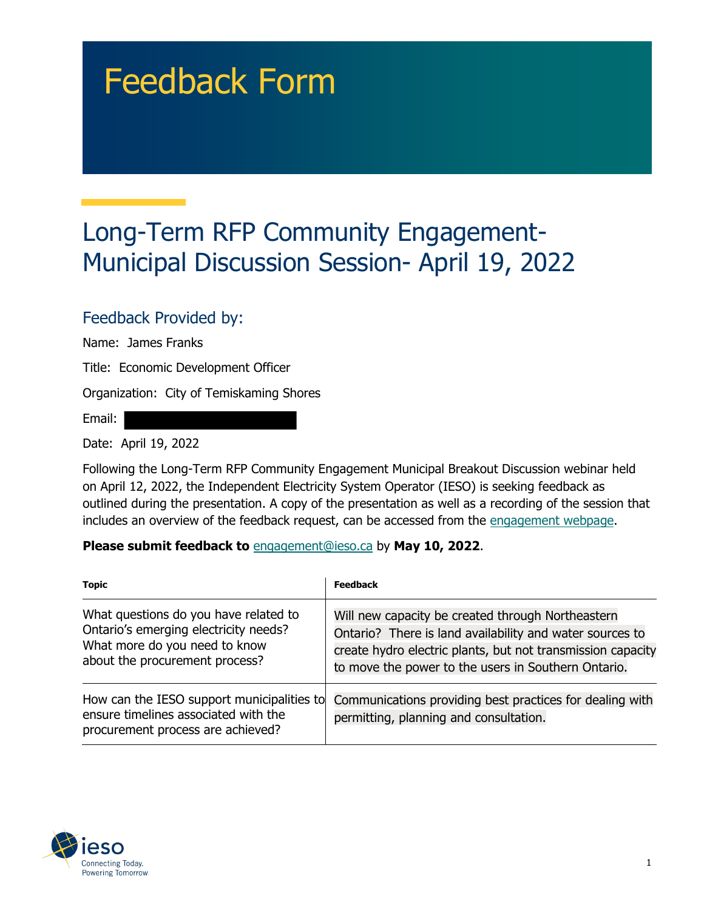# Feedback Form

## Long-Term RFP Community Engagement-Municipal Discussion Session- April 19, 2022

### Feedback Provided by:

Name: James Franks

Title: Economic Development Officer

Organization: City of Temiskaming Shores

Email:

Date: April 19, 2022

Following the Long-Term RFP Community Engagement Municipal Breakout Discussion webinar held on April 12, 2022, the Independent Electricity System Operator (IESO) is seeking feedback as outlined during the presentation. A copy of the presentation as well as a recording of the session that includes an overview of the feedback request, can be accessed from the engagement webpage.

**Please submit feedback to** engagement@ieso.ca by **May 10, 2022**.

| Topic | Feedback |
|---|---|
| What questions do you have related to Ontario's emerging electricity needs? What more do you need to know about the procurement process? | Will new capacity be created through Northeastern Ontario? There is land availability and water sources to create hydro electric plants, but not transmission capacity to move the power to the users in Southern Ontario. |
| How can the IESO support municipalities to ensure timelines associated with the procurement process are achieved? | Communications providing best practices for dealing with permitting, planning and consultation. |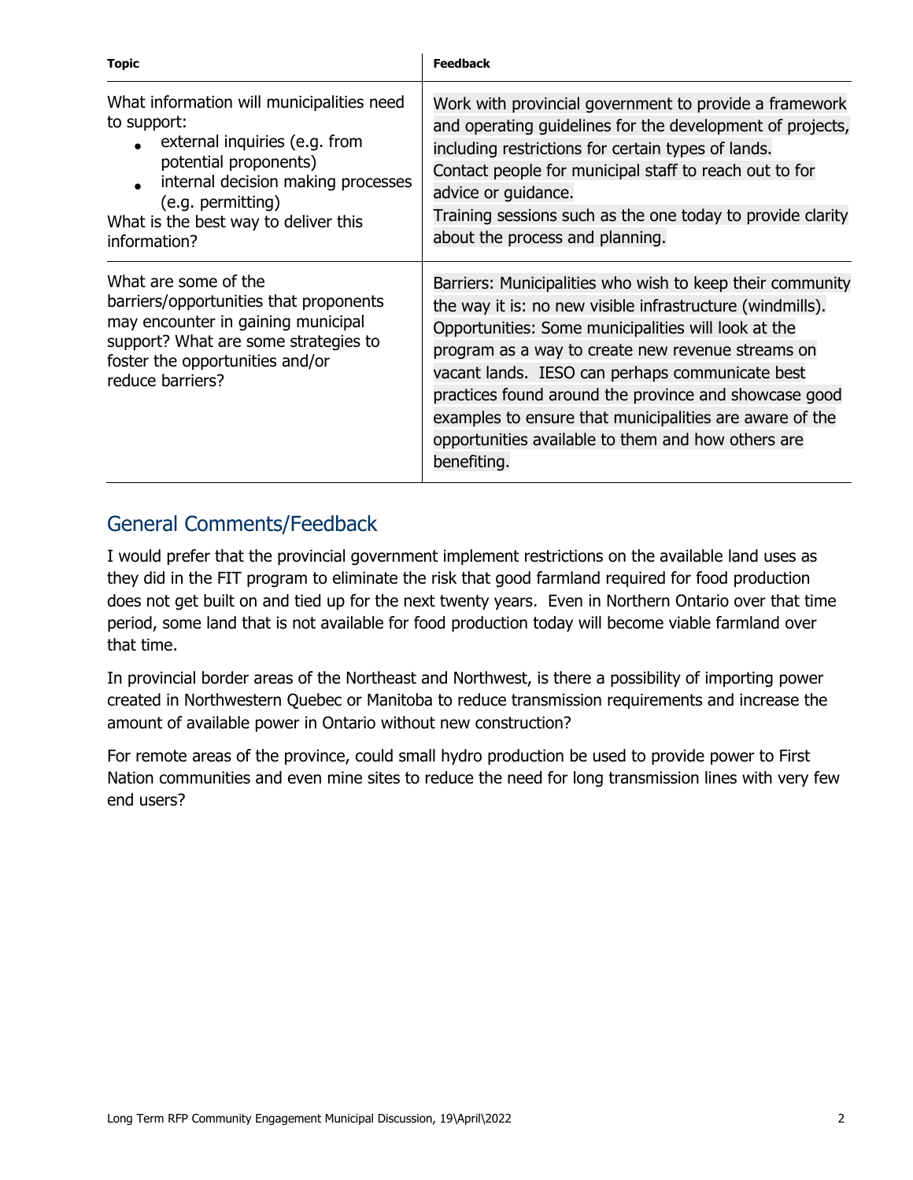| Topic | Feedback |
|---|---|
| What information will municipalities need to support:<br>• external inquiries (e.g. from potential proponents)<br>• internal decision making processes (e.g. permitting)<br>What is the best way to deliver this information? | Work with provincial government to provide a framework and operating guidelines for the development of projects, including restrictions for certain types of lands.<br>Contact people for municipal staff to reach out to for advice or guidance.<br>Training sessions such as the one today to provide clarity about the process and planning. |
| What are some of the barriers/opportunities that proponents may encounter in gaining municipal support? What are some strategies to foster the opportunities and/or reduce barriers? | Barriers: Municipalities who wish to keep their community the way it is: no new visible infrastructure (windmills).<br>Opportunities: Some municipalities will look at the program as a way to create new revenue streams on vacant lands. IESO can perhaps communicate best practices found around the province and showcase good examples to ensure that municipalities are aware of the opportunities available to them and how others are benefiting. |

## General Comments/Feedback

I would prefer that the provincial government implement restrictions on the available land uses as they did in the FIT program to eliminate the risk that good farmland required for food production does not get built on and tied up for the next twenty years. Even in Northern Ontario over that time period, some land that is not available for food production today will become viable farmland over that time.

In provincial border areas of the Northeast and Northwest, is there a possibility of importing power created in Northwestern Quebec or Manitoba to reduce transmission requirements and increase the amount of available power in Ontario without new construction?

For remote areas of the province, could small hydro production be used to provide power to First Nation communities and even mine sites to reduce the need for long transmission lines with very few end users?